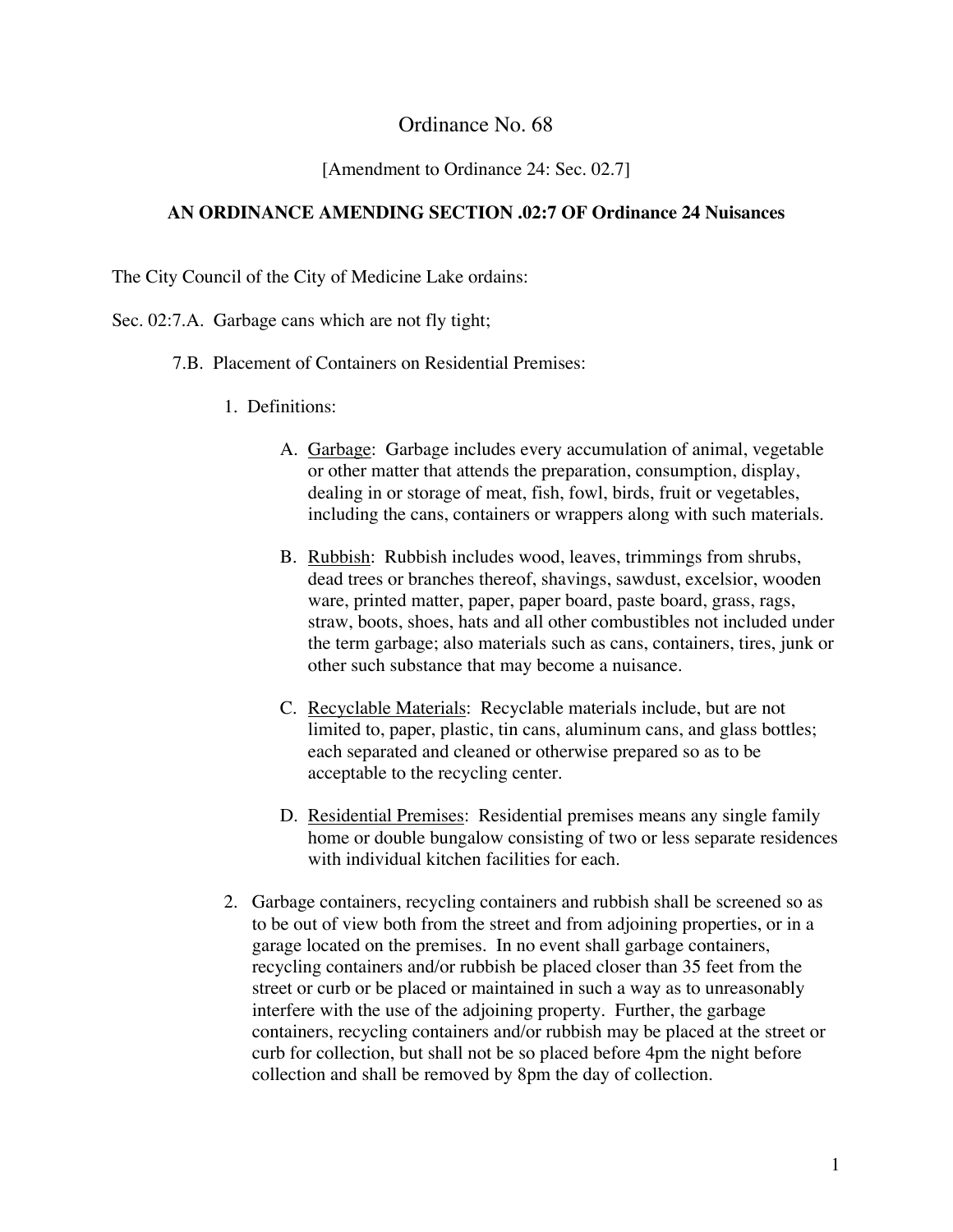# Ordinance No. 68

[Amendment to Ordinance 24: Sec. 02.7]

## AN ORDINANCE AMENDING SECTION .02:7 OF Ordinance 24 Nuisances

The City Council of the City of Medicine Lake ordains:

Sec. 02:7.A. Garbage cans which are not fly tight;

7.B. Placement of Containers on Residential Premises:

1. Definitions:

   A. Garbage: Garbage includes every accumulation of animal, vegetable or other matter that attends the preparation, consumption, display, dealing in or storage of meat, fish, fowl, birds, fruit or vegetables, including the cans, containers or wrappers along with such materials.

   B. Rubbish: Rubbish includes wood, leaves, trimmings from shrubs, dead trees or branches thereof, shavings, sawdust, excelsior, wooden ware, printed matter, paper, paper board, paste board, grass, rags, straw, boots, shoes, hats and all other combustibles not included under the term garbage; also materials such as cans, containers, tires, junk or other such substance that may become a nuisance.

   C. Recyclable Materials: Recyclable materials include, but are not limited to, paper, plastic, tin cans, aluminum cans, and glass bottles; each separated and cleaned or otherwise prepared so as to be acceptable to the recycling center.

   D. Residential Premises: Residential premises means any single family home or double bungalow consisting of two or less separate residences with individual kitchen facilities for each.

2. Garbage containers, recycling containers and rubbish shall be screened so as to be out of view both from the street and from adjoining properties, or in a garage located on the premises. In no event shall garbage containers, recycling containers and/or rubbish be placed closer than 35 feet from the street or curb or be placed or maintained in such a way as to unreasonably interfere with the use of the adjoining property. Further, the garbage containers, recycling containers and/or rubbish may be placed at the street or curb for collection, but shall not be so placed before 4pm the night before collection and shall be removed by 8pm the day of collection.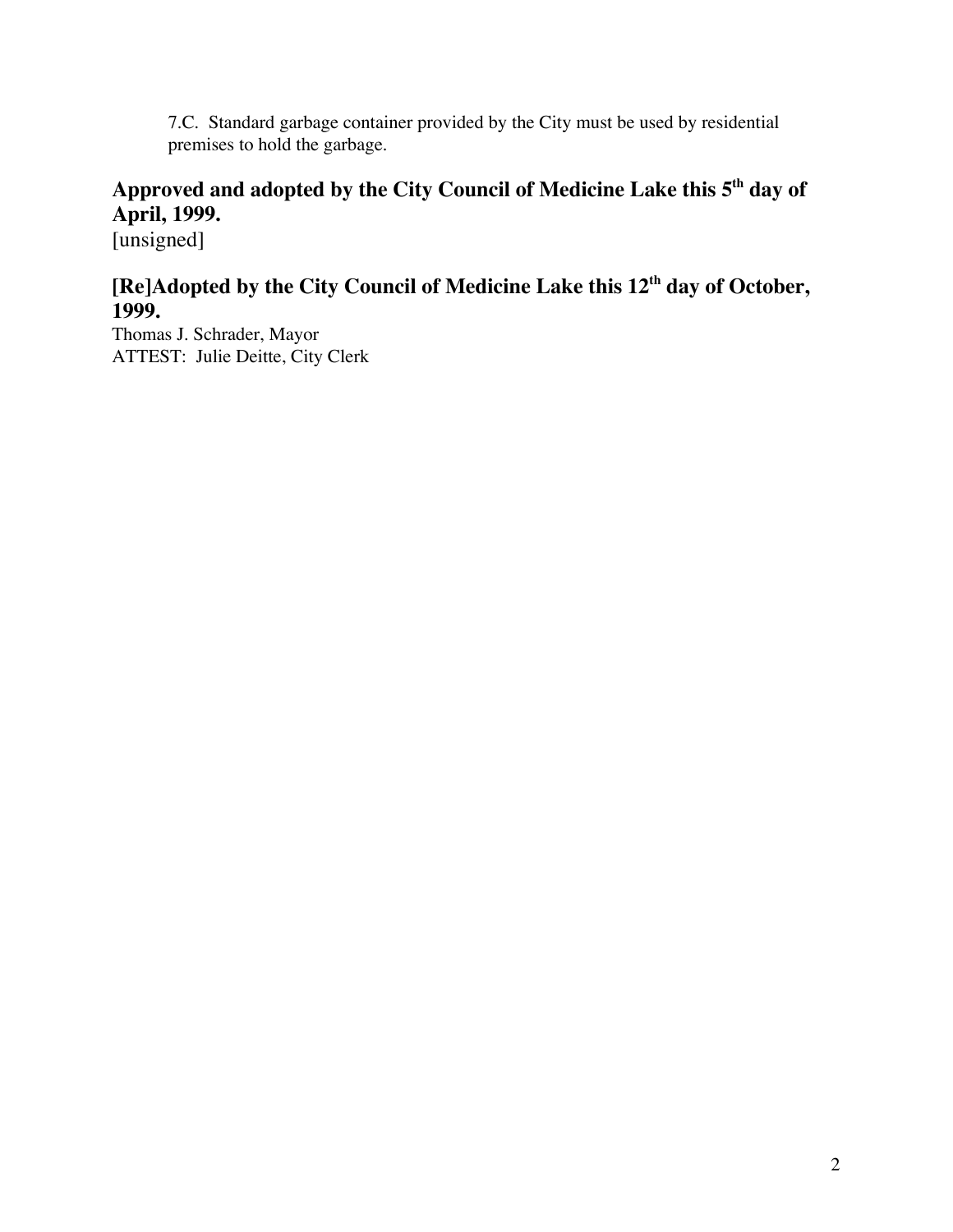7.C. Standard garbage container provided by the City must be used by residential premises to hold the garbage.

**Approved and adopted by the City Council of Medicine Lake this 5th day of April, 1999.**

[unsigned]

**[Re]Adopted by the City Council of Medicine Lake this 12th day of October, 1999.**

Thomas J. Schrader, Mayor

ATTEST: Julie Deitte, City Clerk